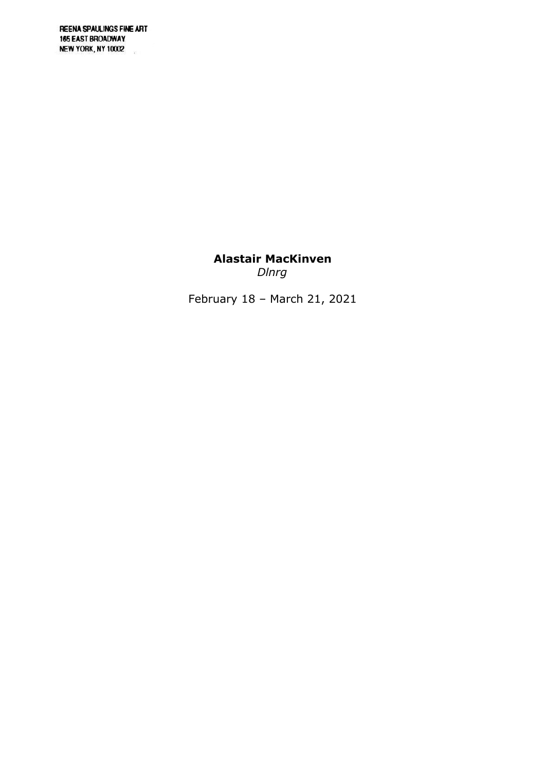REENA SPAULINGS FINE ART
165 EAST BROADWAY
NEW YORK, NY 10002

**Alastair MacKinven**
*Dlnrg*

February 18 – March 21, 2021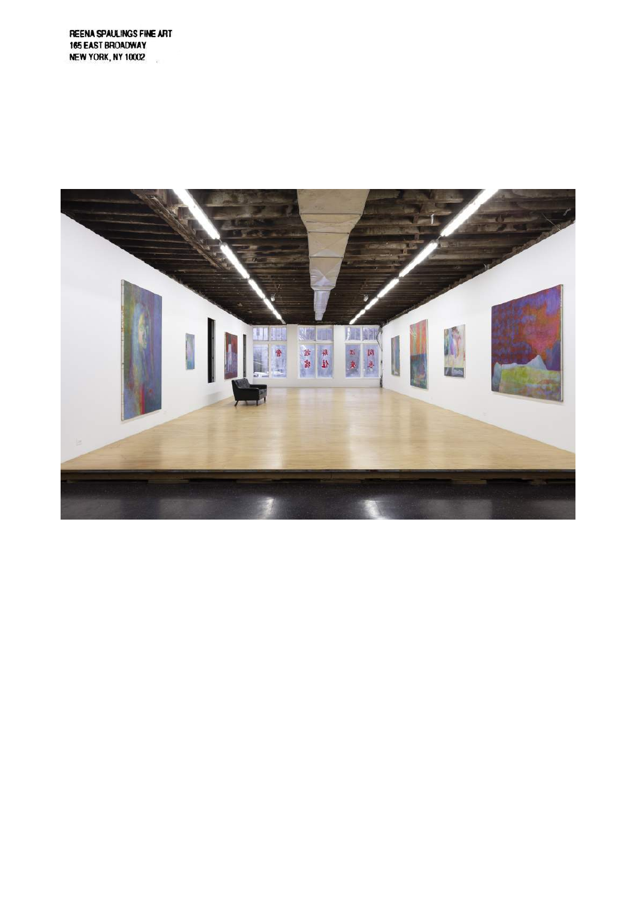REENA SPAULINGS FINE ART
165 EAST BROADWAY
NEW YORK, NY 10002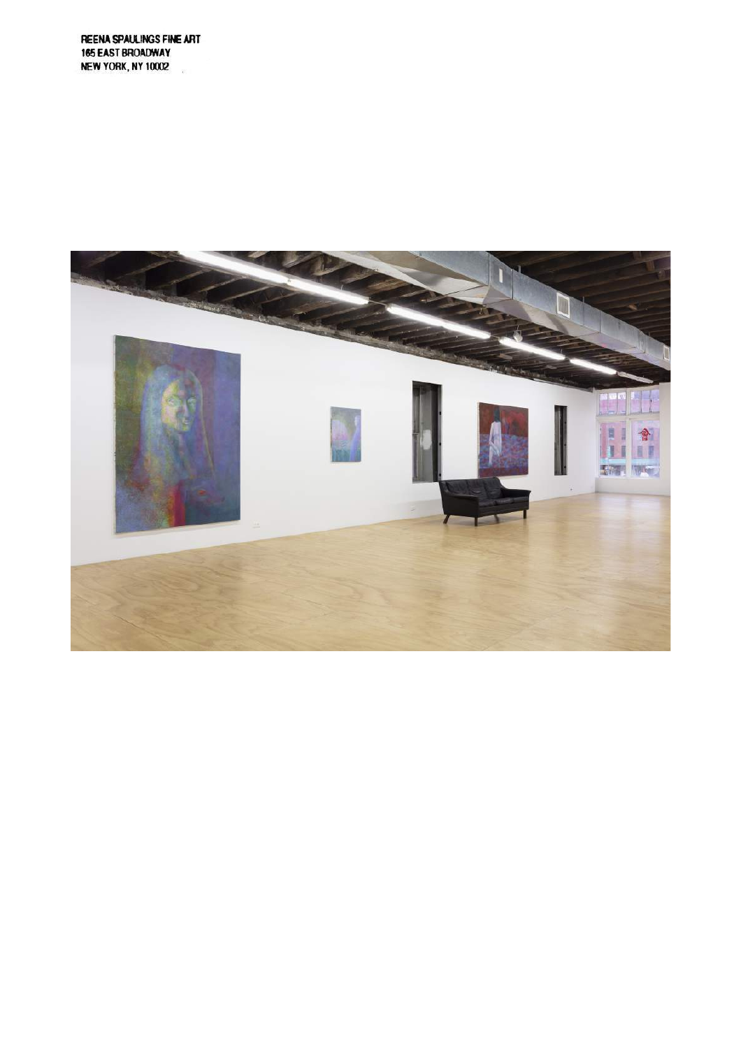REENA SPAULINGS FINE ART
165 EAST BROADWAY
NEW YORK, NY 10002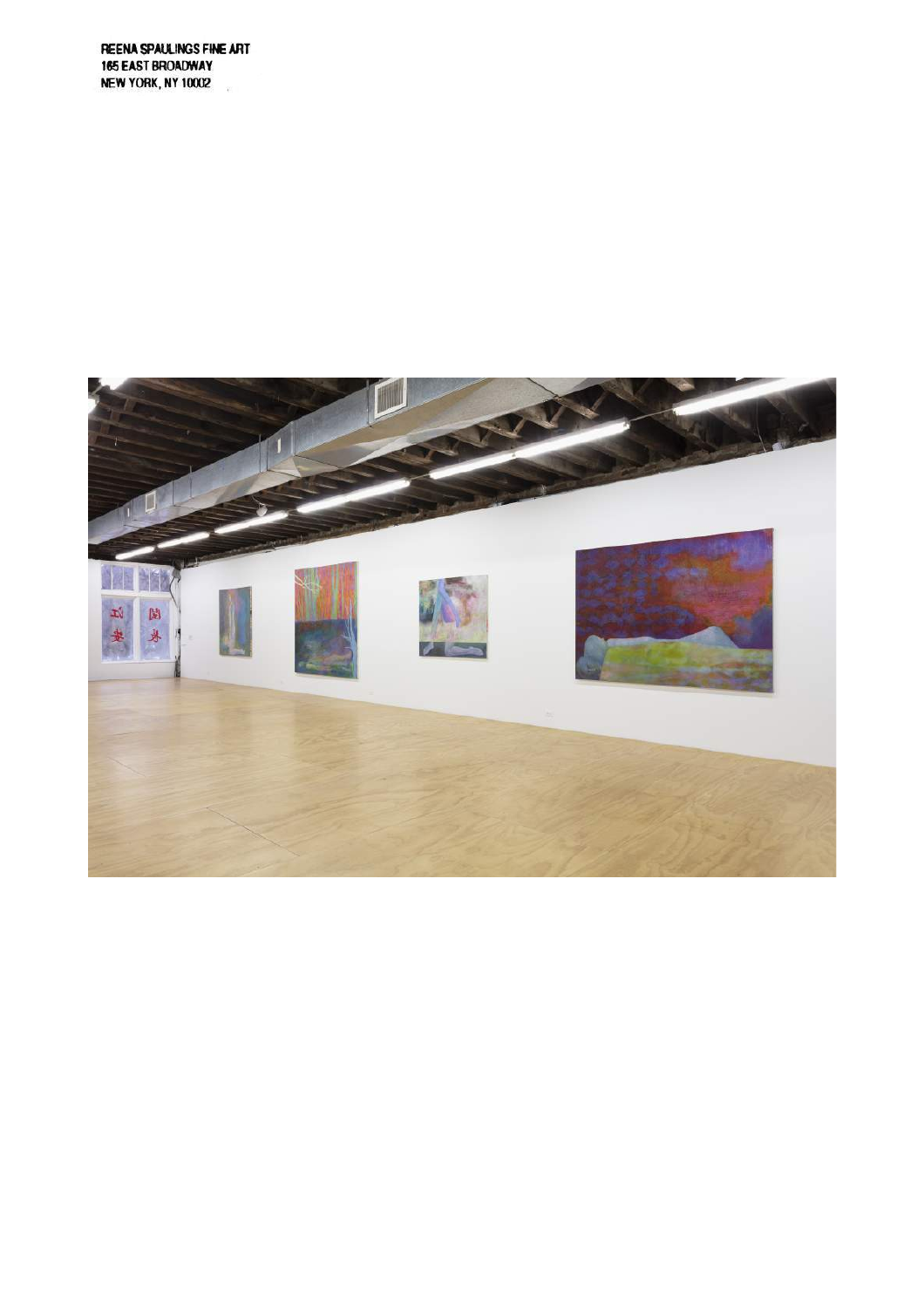REENA SPAULINGS FINE ART
165 EAST BROADWAY
NEW YORK, NY 10002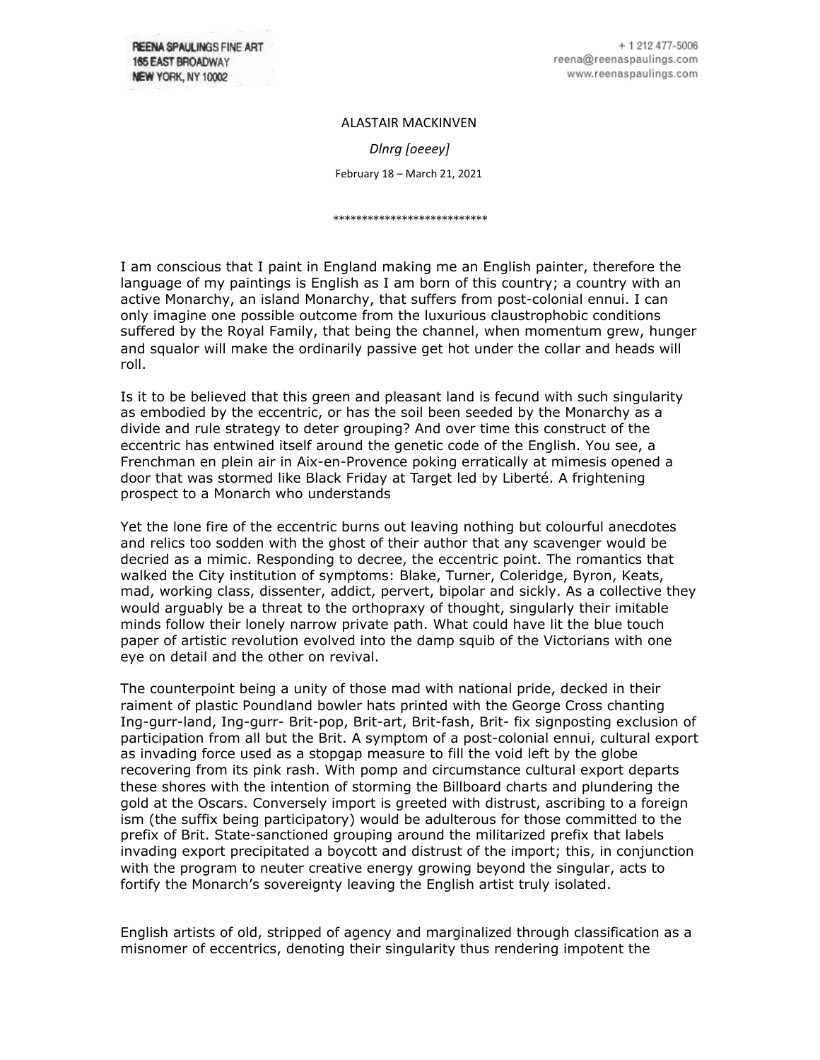REENA SPAULINGS FINE ART
165 EAST BROADWAY
NEW YORK, NY 10002

+ 1 212 477-5006
reena@reenaspaulings.com
www.reenaspaulings.com

ALASTAIR MACKINVEN

*Dlnrg [oeeey]*

February 18 – March 21, 2021

***************************

I am conscious that I paint in England making me an English painter, therefore the language of my paintings is English as I am born of this country; a country with an active Monarchy, an island Monarchy, that suffers from post-colonial ennui. I can only imagine one possible outcome from the luxurious claustrophobic conditions suffered by the Royal Family, that being the channel, when momentum grew, hunger and squalor will make the ordinarily passive get hot under the collar and heads will roll.

Is it to be believed that this green and pleasant land is fecund with such singularity as embodied by the eccentric, or has the soil been seeded by the Monarchy as a divide and rule strategy to deter grouping? And over time this construct of the eccentric has entwined itself around the genetic code of the English. You see, a Frenchman en plein air in Aix-en-Provence poking erratically at mimesis opened a door that was stormed like Black Friday at Target led by Liberté. A frightening prospect to a Monarch who understands

Yet the lone fire of the eccentric burns out leaving nothing but colourful anecdotes and relics too sodden with the ghost of their author that any scavenger would be decried as a mimic. Responding to decree, the eccentric point. The romantics that walked the City institution of symptoms: Blake, Turner, Coleridge, Byron, Keats, mad, working class, dissenter, addict, pervert, bipolar and sickly. As a collective they would arguably be a threat to the orthopraxy of thought, singularly their imitable minds follow their lonely narrow private path. What could have lit the blue touch paper of artistic revolution evolved into the damp squib of the Victorians with one eye on detail and the other on revival.

The counterpoint being a unity of those mad with national pride, decked in their raiment of plastic Poundland bowler hats printed with the George Cross chanting Ing-gurr-land, Ing-gurr- Brit-pop, Brit-art, Brit-fash, Brit- fix signposting exclusion of participation from all but the Brit. A symptom of a post-colonial ennui, cultural export as invading force used as a stopgap measure to fill the void left by the globe recovering from its pink rash. With pomp and circumstance cultural export departs these shores with the intention of storming the Billboard charts and plundering the gold at the Oscars. Conversely import is greeted with distrust, ascribing to a foreign ism (the suffix being participatory) would be adulterous for those committed to the prefix of Brit. State-sanctioned grouping around the militarized prefix that labels invading export precipitated a boycott and distrust of the import; this, in conjunction with the program to neuter creative energy growing beyond the singular, acts to fortify the Monarch's sovereignty leaving the English artist truly isolated.

English artists of old, stripped of agency and marginalized through classification as a misnomer of eccentrics, denoting their singularity thus rendering impotent the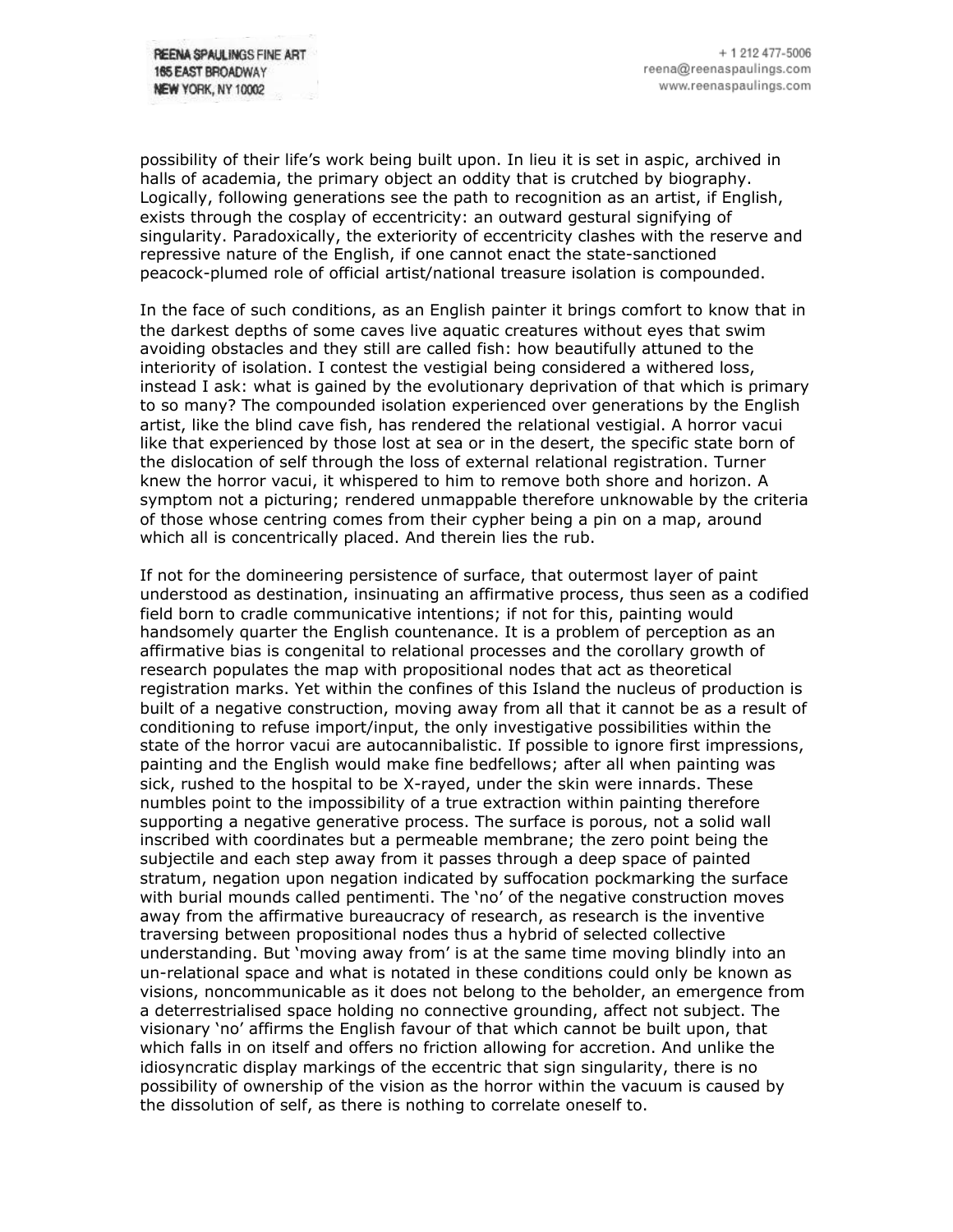possibility of their life's work being built upon. In lieu it is set in aspic, archived in halls of academia, the primary object an oddity that is crutched by biography. Logically, following generations see the path to recognition as an artist, if English, exists through the cosplay of eccentricity: an outward gestural signifying of singularity. Paradoxically, the exteriority of eccentricity clashes with the reserve and repressive nature of the English, if one cannot enact the state-sanctioned peacock-plumed role of official artist/national treasure isolation is compounded.

In the face of such conditions, as an English painter it brings comfort to know that in the darkest depths of some caves live aquatic creatures without eyes that swim avoiding obstacles and they still are called fish: how beautifully attuned to the interiority of isolation. I contest the vestigial being considered a withered loss, instead I ask: what is gained by the evolutionary deprivation of that which is primary to so many? The compounded isolation experienced over generations by the English artist, like the blind cave fish, has rendered the relational vestigial. A horror vacui like that experienced by those lost at sea or in the desert, the specific state born of the dislocation of self through the loss of external relational registration. Turner knew the horror vacui, it whispered to him to remove both shore and horizon. A symptom not a picturing; rendered unmappable therefore unknowable by the criteria of those whose centring comes from their cypher being a pin on a map, around which all is concentrically placed. And therein lies the rub.

If not for the domineering persistence of surface, that outermost layer of paint understood as destination, insinuating an affirmative process, thus seen as a codified field born to cradle communicative intentions; if not for this, painting would handsomely quarter the English countenance. It is a problem of perception as an affirmative bias is congenital to relational processes and the corollary growth of research populates the map with propositional nodes that act as theoretical registration marks. Yet within the confines of this Island the nucleus of production is built of a negative construction, moving away from all that it cannot be as a result of conditioning to refuse import/input, the only investigative possibilities within the state of the horror vacui are autocannibalistic. If possible to ignore first impressions, painting and the English would make fine bedfellows; after all when painting was sick, rushed to the hospital to be X-rayed, under the skin were innards. These numbles point to the impossibility of a true extraction within painting therefore supporting a negative generative process. The surface is porous, not a solid wall inscribed with coordinates but a permeable membrane; the zero point being the subjectile and each step away from it passes through a deep space of painted stratum, negation upon negation indicated by suffocation pockmarking the surface with burial mounds called pentimenti. The 'no' of the negative construction moves away from the affirmative bureaucracy of research, as research is the inventive traversing between propositional nodes thus a hybrid of selected collective understanding. But 'moving away from' is at the same time moving blindly into an un-relational space and what is notated in these conditions could only be known as visions, noncommunicable as it does not belong to the beholder, an emergence from a deterrestrialised space holding no connective grounding, affect not subject. The visionary 'no' affirms the English favour of that which cannot be built upon, that which falls in on itself and offers no friction allowing for accretion. And unlike the idiosyncratic display markings of the eccentric that sign singularity, there is no possibility of ownership of the vision as the horror within the vacuum is caused by the dissolution of self, as there is nothing to correlate oneself to.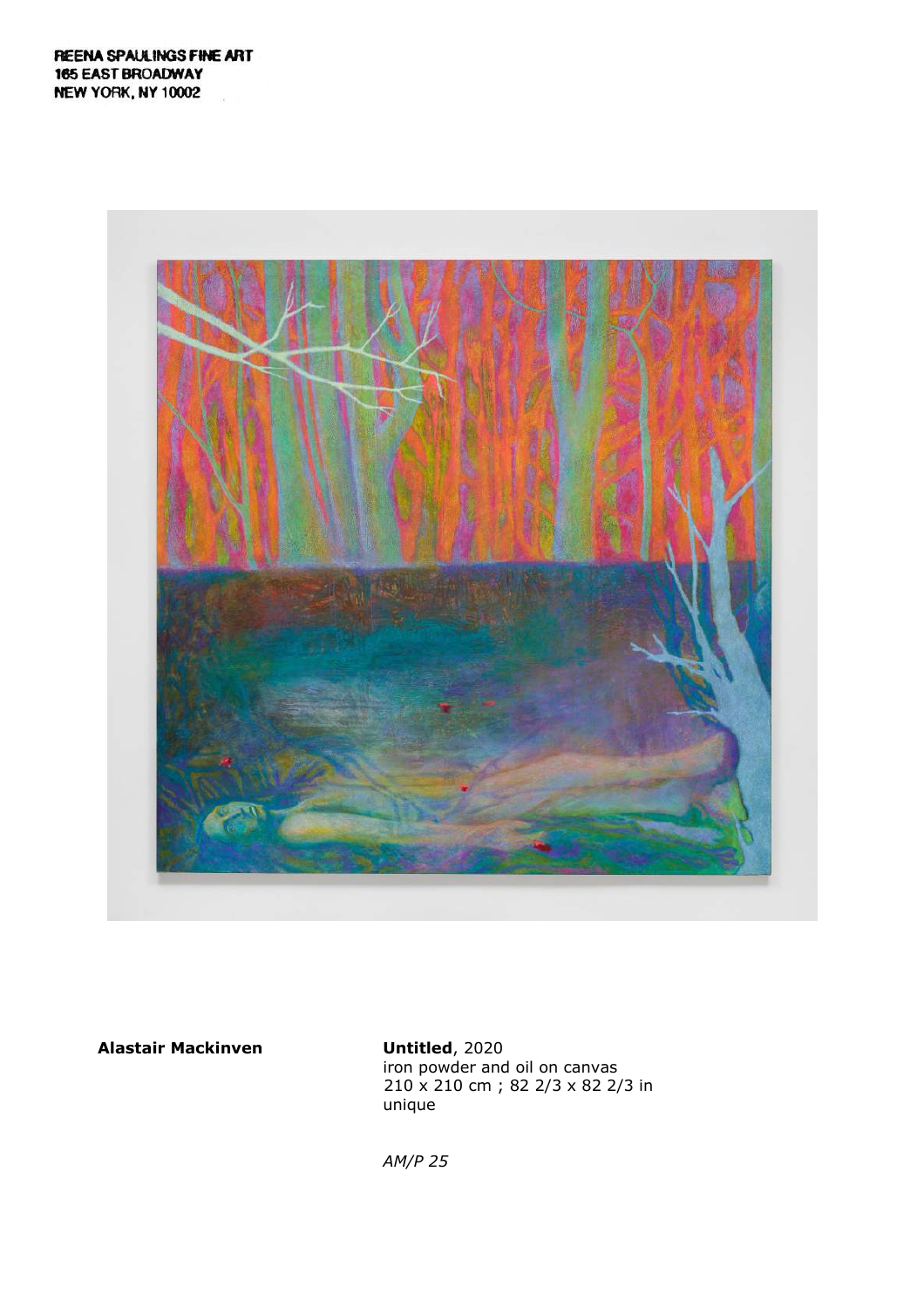REENA SPAULINGS FINE ART
165 EAST BROADWAY
NEW YORK, NY 10002

**Alastair Mackinven**

**Untitled**, 2020
iron powder and oil on canvas
210 x 210 cm ; 82 2/3 x 82 2/3 in
unique

*AM/P 25*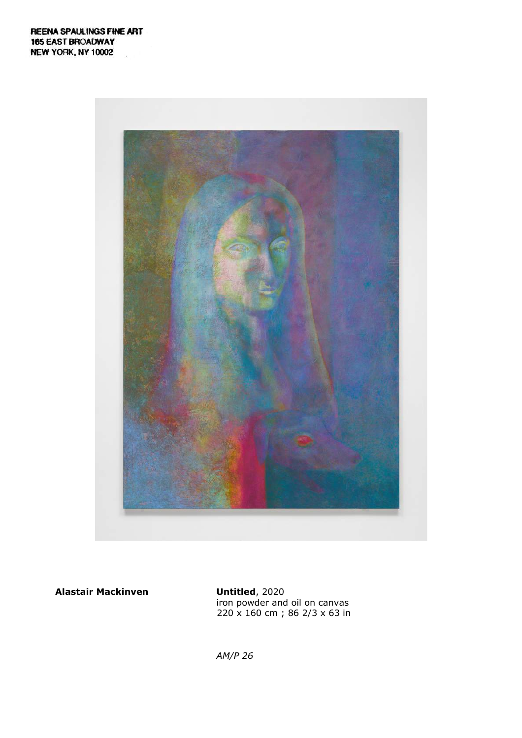REENA SPAULINGS FINE ART
165 EAST BROADWAY
NEW YORK, NY 10002

**Alastair Mackinven**

**Untitled**, 2020
iron powder and oil on canvas
220 x 160 cm ; 86 2/3 x 63 in

*AM/P 26*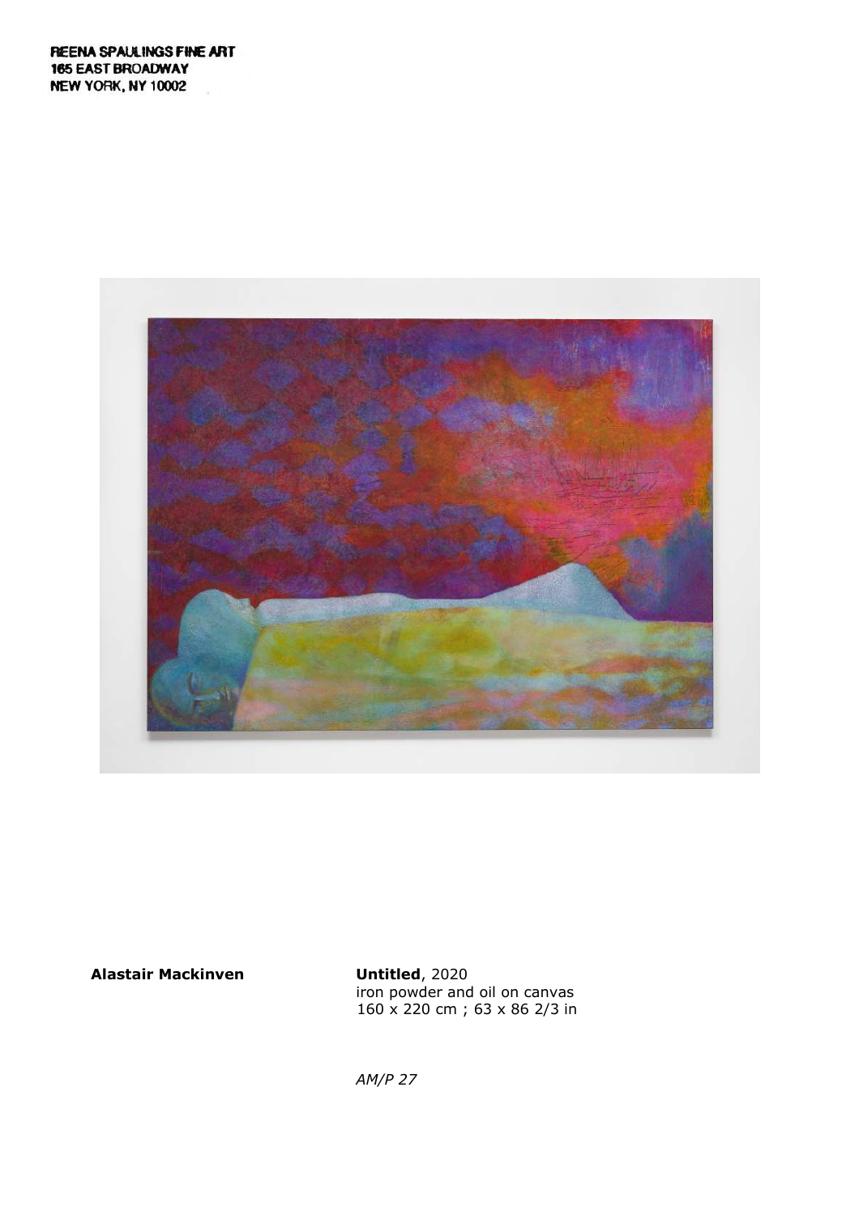REENA SPAULINGS FINE ART
165 EAST BROADWAY
NEW YORK, NY 10002

**Alastair Mackinven**

**Untitled**, 2020
iron powder and oil on canvas
160 x 220 cm ; 63 x 86 2/3 in

*AM/P 27*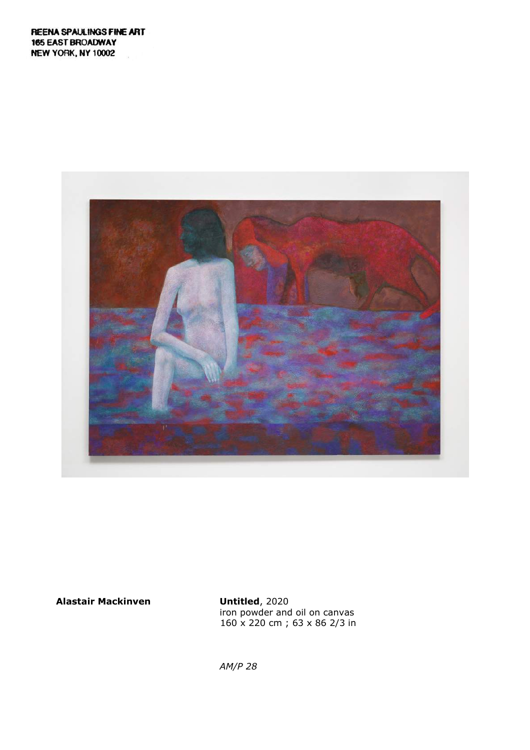REENA SPAULINGS FINE ART
165 EAST BROADWAY
NEW YORK, NY 10002

**Alastair Mackinven**

**Untitled**, 2020
iron powder and oil on canvas
160 x 220 cm ; 63 x 86 2/3 in

*AM/P 28*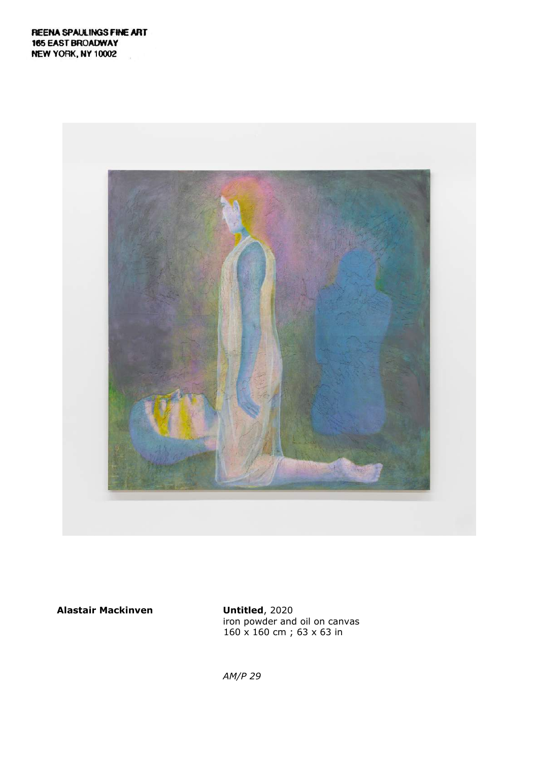REENA SPAULINGS FINE ART
165 EAST BROADWAY
NEW YORK, NY 10002

**Alastair Mackinven**

**Untitled**, 2020
iron powder and oil on canvas
160 x 160 cm ; 63 x 63 in

*AM/P 29*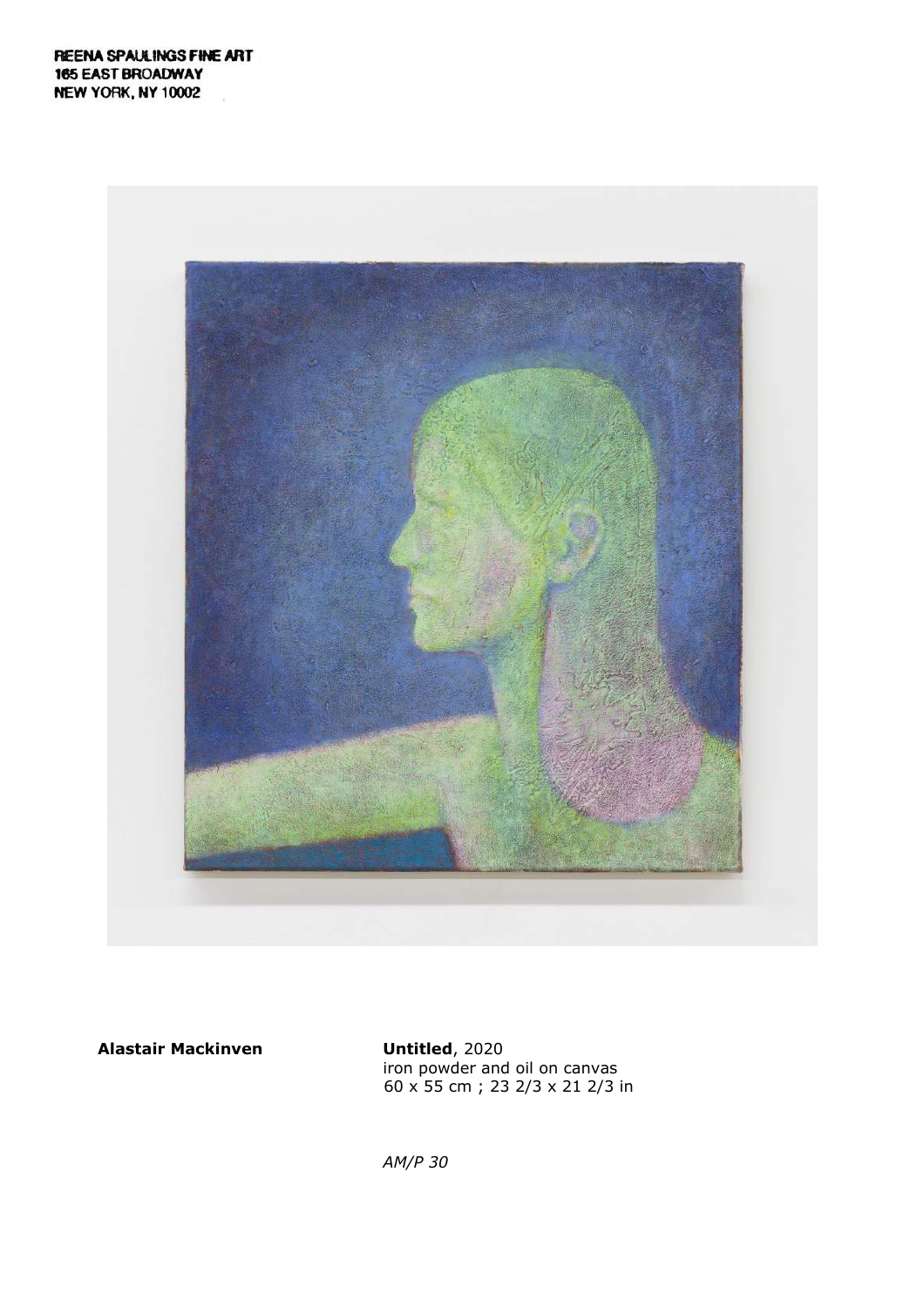REENA SPAULINGS FINE ART
165 EAST BROADWAY
NEW YORK, NY 10002

**Alastair Mackinven**

**Untitled**, 2020
iron powder and oil on canvas
60 x 55 cm ; 23 2/3 x 21 2/3 in

*AM/P 30*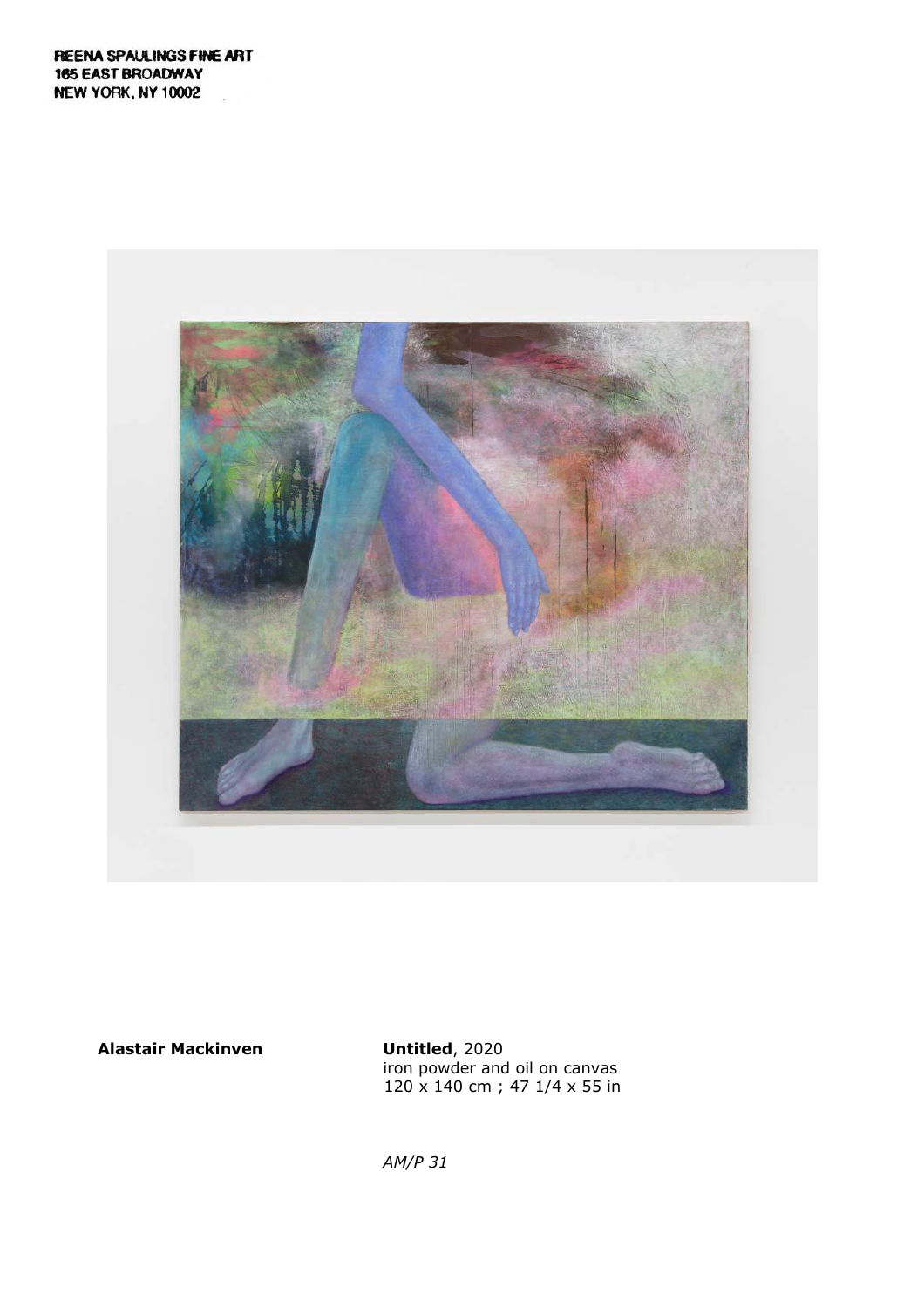REENA SPAULINGS FINE ART
165 EAST BROADWAY
NEW YORK, NY 10002

**Alastair Mackinven**

**Untitled**, 2020
iron powder and oil on canvas
120 x 140 cm ; 47 1/4 x 55 in

*AM/P 31*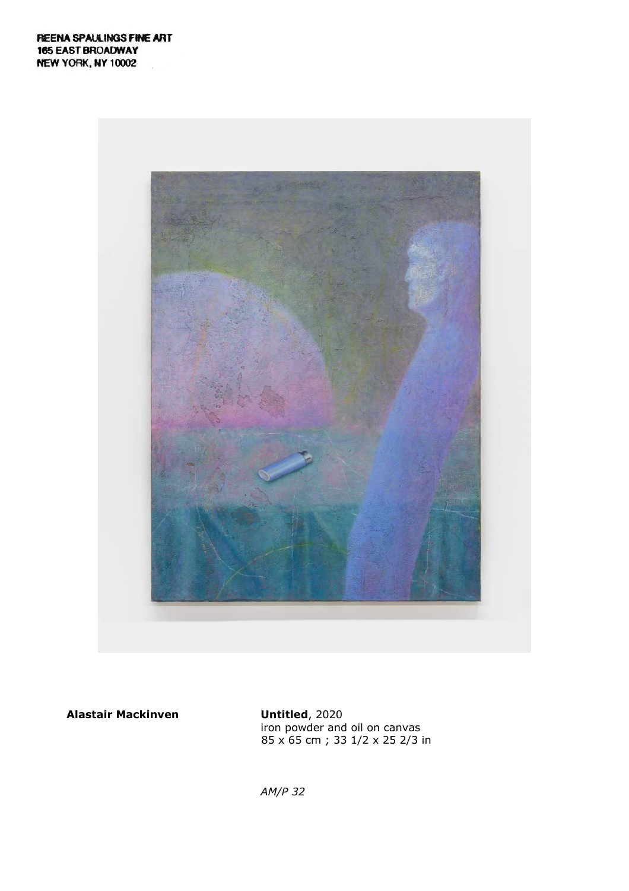REENA SPAULINGS FINE ART
165 EAST BROADWAY
NEW YORK, NY 10002

**Alastair Mackinven**

**Untitled**, 2020
iron powder and oil on canvas
85 x 65 cm ; 33 1/2 x 25 2/3 in

*AM/P 32*